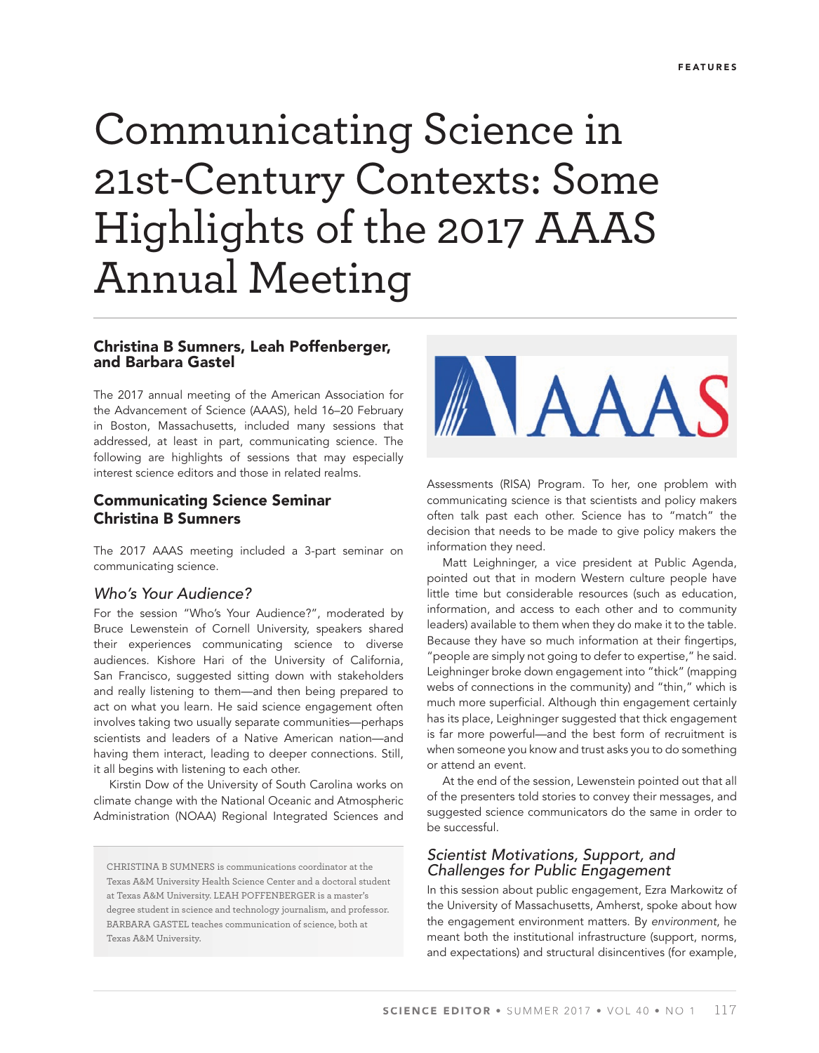# Communicating Science in 21st-Century Contexts: Some Highlights of the 2017 AAAS Annual Meeting

**Christina B Sumners, Leah Poffenberger, and Barbara Gastel**

The 2017 annual meeting of the American Association for the Advancement of Science (AAAS), held 16–20 February in Boston, Massachusetts, included many sessions that addressed, at least in part, communicating science. The following are highlights of sessions that may especially interest science editors and those in related realms.

## Communicating Science Seminar
## Christina B Sumners

The 2017 AAAS meeting included a 3-part seminar on communicating science.

### *Who's Your Audience?*

For the session "Who's Your Audience?", moderated by Bruce Lewenstein of Cornell University, speakers shared their experiences communicating science to diverse audiences. Kishore Hari of the University of California, San Francisco, suggested sitting down with stakeholders and really listening to them—and then being prepared to act on what you learn. He said science engagement often involves taking two usually separate communities—perhaps scientists and leaders of a Native American nation—and having them interact, leading to deeper connections. Still, it all begins with listening to each other.

Kirstin Dow of the University of South Carolina works on climate change with the National Oceanic and Atmospheric Administration (NOAA) Regional Integrated Sciences and Assessments (RISA) Program. To her, one problem with communicating science is that scientists and policy makers often talk past each other. Science has to "match" the decision that needs to be made to give policy makers the information they need.

Matt Leighninger, a vice president at Public Agenda, pointed out that in modern Western culture people have little time but considerable resources (such as education, information, and access to each other and to community leaders) available to them when they do make it to the table. Because they have so much information at their fingertips, "people are simply not going to defer to expertise," he said. Leighninger broke down engagement into "thick" (mapping webs of connections in the community) and "thin," which is much more superficial. Although thin engagement certainly has its place, Leighninger suggested that thick engagement is far more powerful—and the best form of recruitment is when someone you know and trust asks you to do something or attend an event.

At the end of the session, Lewenstein pointed out that all of the presenters told stories to convey their messages, and suggested science communicators do the same in order to be successful.

### *Scientist Motivations, Support, and Challenges for Public Engagement*

In this session about public engagement, Ezra Markowitz of the University of Massachusetts, Amherst, spoke about how the engagement environment matters. By *environment*, he meant both the institutional infrastructure (support, norms, and expectations) and structural disincentives (for example,

CHRISTINA B SUMNERS is communications coordinator at the Texas A&M University Health Science Center and a doctoral student at Texas A&M University. LEAH POFFENBERGER is a master's degree student in science and technology journalism, and professor. BARBARA GASTEL teaches communication of science, both at Texas A&M University.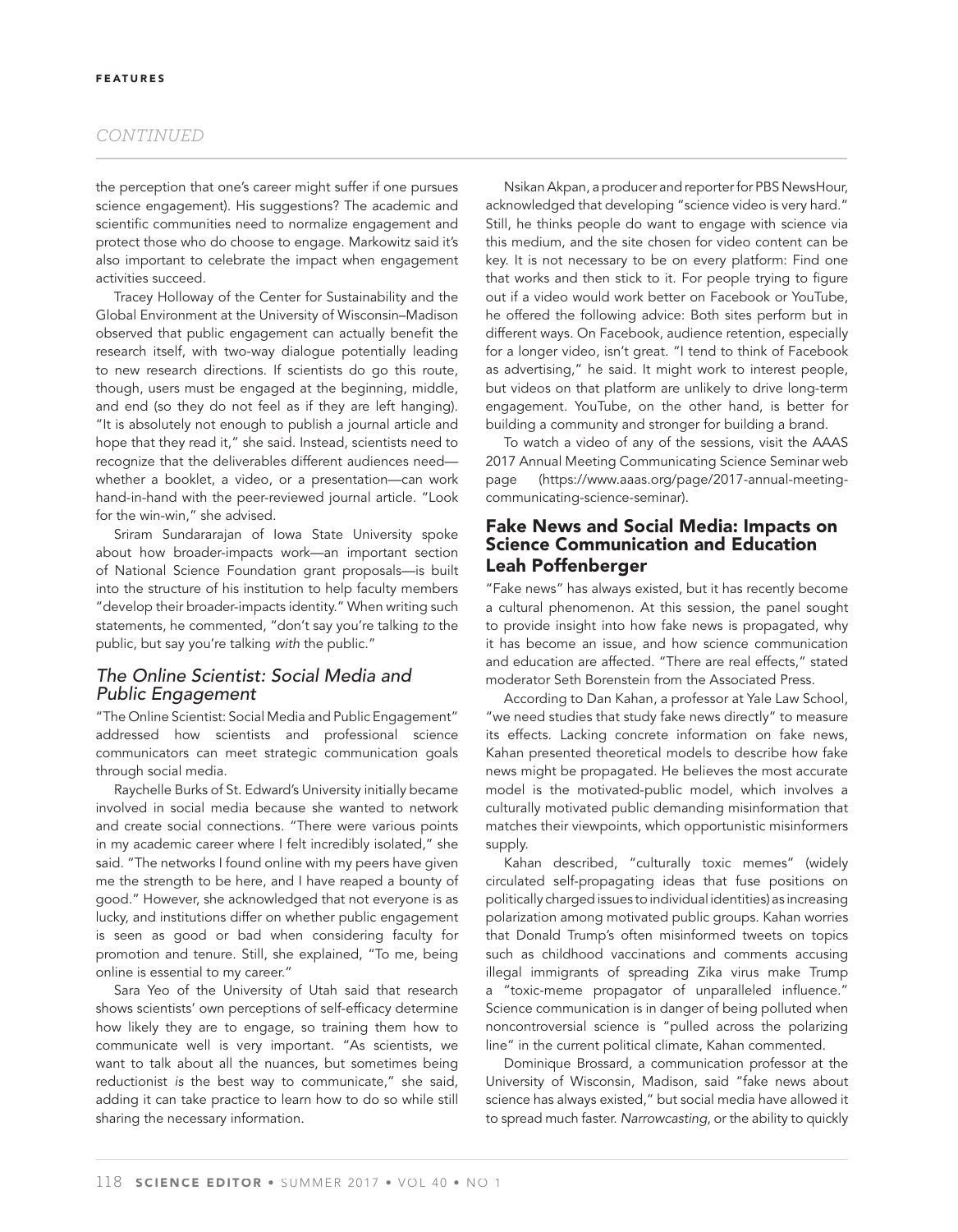the perception that one's career might suffer if one pursues science engagement). His suggestions? The academic and scientific communities need to normalize engagement and protect those who do choose to engage. Markowitz said it's also important to celebrate the impact when engagement activities succeed.

Tracey Holloway of the Center for Sustainability and the Global Environment at the University of Wisconsin–Madison observed that public engagement can actually benefit the research itself, with two-way dialogue potentially leading to new research directions. If scientists do go this route, though, users must be engaged at the beginning, middle, and end (so they do not feel as if they are left hanging). "It is absolutely not enough to publish a journal article and hope that they read it," she said. Instead, scientists need to recognize that the deliverables different audiences need—whether a booklet, a video, or a presentation—can work hand-in-hand with the peer-reviewed journal article. "Look for the win-win," she advised.

Sriram Sundararajan of Iowa State University spoke about how broader-impacts work—an important section of National Science Foundation grant proposals—is built into the structure of his institution to help faculty members "develop their broader-impacts identity." When writing such statements, he commented, "don't say you're talking *to* the public, but say you're talking *with* the public."

### *The Online Scientist: Social Media and Public Engagement*

"The Online Scientist: Social Media and Public Engagement" addressed how scientists and professional science communicators can meet strategic communication goals through social media.

Raychelle Burks of St. Edward's University initially became involved in social media because she wanted to network and create social connections. "There were various points in my academic career where I felt incredibly isolated," she said. "The networks I found online with my peers have given me the strength to be here, and I have reaped a bounty of good." However, she acknowledged that not everyone is as lucky, and institutions differ on whether public engagement is seen as good or bad when considering faculty for promotion and tenure. Still, she explained, "To me, being online is essential to my career."

Sara Yeo of the University of Utah said that research shows scientists' own perceptions of self-efficacy determine how likely they are to engage, so training them how to communicate well is very important. "As scientists, we want to talk about all the nuances, but sometimes being reductionist *is* the best way to communicate," she said, adding it can take practice to learn how to do so while still sharing the necessary information.

Nsikan Akpan, a producer and reporter for PBS NewsHour, acknowledged that developing "science video is very hard." Still, he thinks people do want to engage with science via this medium, and the site chosen for video content can be key. It is not necessary to be on every platform: Find one that works and then stick to it. For people trying to figure out if a video would work better on Facebook or YouTube, he offered the following advice: Both sites perform but in different ways. On Facebook, audience retention, especially for a longer video, isn't great. "I tend to think of Facebook as advertising," he said. It might work to interest people, but videos on that platform are unlikely to drive long-term engagement. YouTube, on the other hand, is better for building a community and stronger for building a brand.

To watch a video of any of the sessions, visit the AAAS 2017 Annual Meeting Communicating Science Seminar web page (https://www.aaas.org/page/2017-annual-meeting-communicating-science-seminar).

## Fake News and Social Media: Impacts on Science Communication and Education

**Leah Poffenberger**

"Fake news" has always existed, but it has recently become a cultural phenomenon. At this session, the panel sought to provide insight into how fake news is propagated, why it has become an issue, and how science communication and education are affected. "There are real effects," stated moderator Seth Borenstein from the Associated Press.

According to Dan Kahan, a professor at Yale Law School, "we need studies that study fake news directly" to measure its effects. Lacking concrete information on fake news, Kahan presented theoretical models to describe how fake news might be propagated. He believes the most accurate model is the motivated-public model, which involves a culturally motivated public demanding misinformation that matches their viewpoints, which opportunistic misinformers supply.

Kahan described, "culturally toxic memes" (widely circulated self-propagating ideas that fuse positions on politically charged issues to individual identities) as increasing polarization among motivated public groups. Kahan worries that Donald Trump's often misinformed tweets on topics such as childhood vaccinations and comments accusing illegal immigrants of spreading Zika virus make Trump a "toxic-meme propagator of unparalleled influence." Science communication is in danger of being polluted when noncontroversial science is "pulled across the polarizing line" in the current political climate, Kahan commented.

Dominique Brossard, a communication professor at the University of Wisconsin, Madison, said "fake news about science has always existed," but social media have allowed it to spread much faster. *Narrowcasting*, or the ability to quickly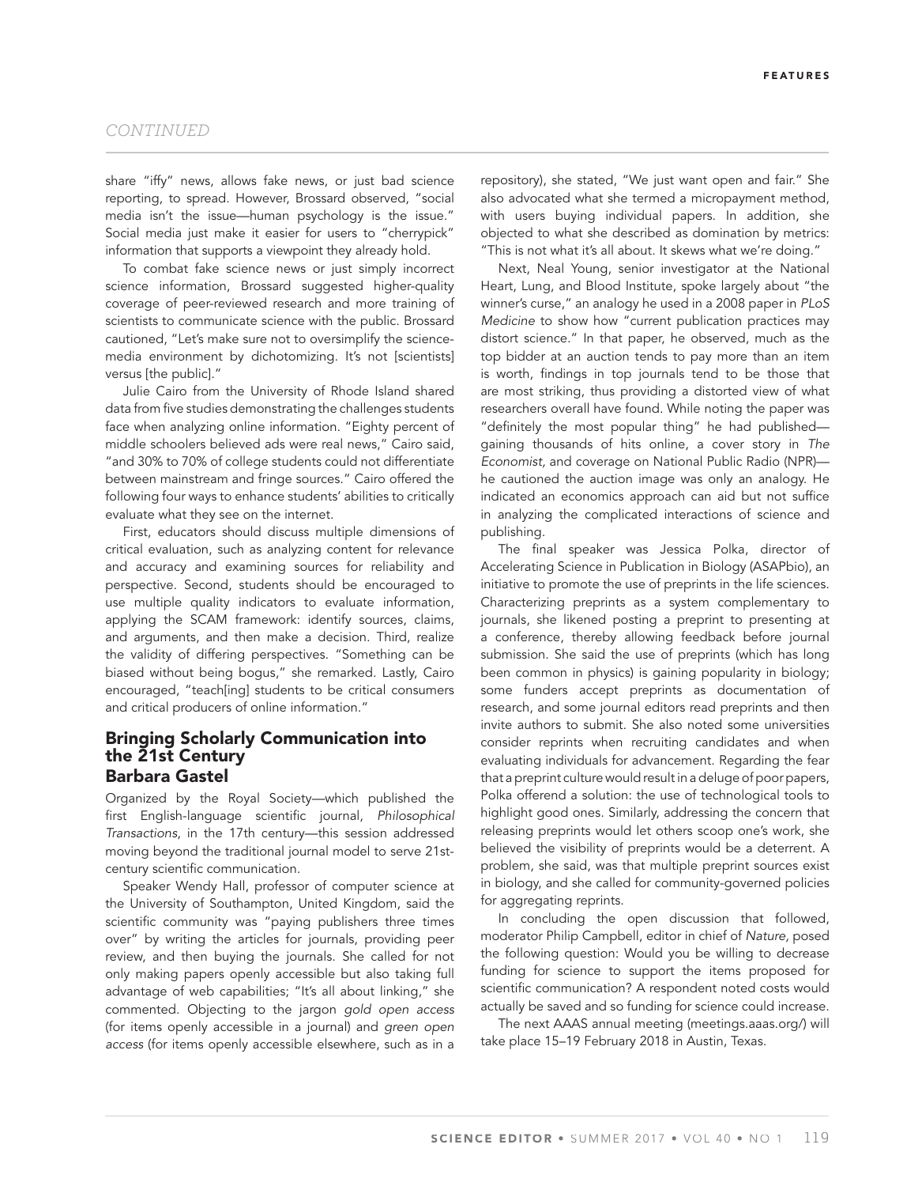CONTINUED

share "iffy" news, allows fake news, or just bad science reporting, to spread. However, Brossard observed, "social media isn't the issue—human psychology is the issue." Social media just make it easier for users to "cherrypick" information that supports a viewpoint they already hold.

To combat fake science news or just simply incorrect science information, Brossard suggested higher-quality coverage of peer-reviewed research and more training of scientists to communicate science with the public. Brossard cautioned, "Let's make sure not to oversimplify the science-media environment by dichotomizing. It's not [scientists] versus [the public]."

Julie Cairo from the University of Rhode Island shared data from five studies demonstrating the challenges students face when analyzing online information. "Eighty percent of middle schoolers believed ads were real news," Cairo said, "and 30% to 70% of college students could not differentiate between mainstream and fringe sources." Cairo offered the following four ways to enhance students' abilities to critically evaluate what they see on the internet.

First, educators should discuss multiple dimensions of critical evaluation, such as analyzing content for relevance and accuracy and examining sources for reliability and perspective. Second, students should be encouraged to use multiple quality indicators to evaluate information, applying the SCAM framework: identify sources, claims, and arguments, and then make a decision. Third, realize the validity of differing perspectives. "Something can be biased without being bogus," she remarked. Lastly, Cairo encouraged, "teach[ing] students to be critical consumers and critical producers of online information."

## Bringing Scholarly Communication into the 21st Century

### Barbara Gastel

Organized by the Royal Society—which published the first English-language scientific journal, *Philosophical Transactions*, in the 17th century—this session addressed moving beyond the traditional journal model to serve 21st-century scientific communication.

Speaker Wendy Hall, professor of computer science at the University of Southampton, United Kingdom, said the scientific community was "paying publishers three times over" by writing the articles for journals, providing peer review, and then buying the journals. She called for not only making papers openly accessible but also taking full advantage of web capabilities; "It's all about linking," she commented. Objecting to the jargon *gold open access* (for items openly accessible in a journal) and *green open access* (for items openly accessible elsewhere, such as in a repository), she stated, "We just want open and fair." She also advocated what she termed a micropayment method, with users buying individual papers. In addition, she objected to what she described as domination by metrics: "This is not what it's all about. It skews what we're doing."

Next, Neal Young, senior investigator at the National Heart, Lung, and Blood Institute, spoke largely about "the winner's curse," an analogy he used in a 2008 paper in *PLoS Medicine* to show how "current publication practices may distort science." In that paper, he observed, much as the top bidder at an auction tends to pay more than an item is worth, findings in top journals tend to be those that are most striking, thus providing a distorted view of what researchers overall have found. While noting the paper was "definitely the most popular thing" he had published—gaining thousands of hits online, a cover story in *The Economist*, and coverage on National Public Radio (NPR)—he cautioned the auction image was only an analogy. He indicated an economics approach can aid but not suffice in analyzing the complicated interactions of science and publishing.

The final speaker was Jessica Polka, director of Accelerating Science in Publication in Biology (ASAPbio), an initiative to promote the use of preprints in the life sciences. Characterizing preprints as a system complementary to journals, she likened posting a preprint to presenting at a conference, thereby allowing feedback before journal submission. She said the use of preprints (which has long been common in physics) is gaining popularity in biology; some funders accept preprints as documentation of research, and some journal editors read preprints and then invite authors to submit. She also noted some universities consider reprints when recruiting candidates and when evaluating individuals for advancement. Regarding the fear that a preprint culture would result in a deluge of poor papers, Polka offerend a solution: the use of technological tools to highlight good ones. Similarly, addressing the concern that releasing preprints would let others scoop one's work, she believed the visibility of preprints would be a deterrent. A problem, she said, was that multiple preprint sources exist in biology, and she called for community-governed policies for aggregating reprints.

In concluding the open discussion that followed, moderator Philip Campbell, editor in chief of *Nature*, posed the following question: Would you be willing to decrease funding for science to support the items proposed for scientific communication? A respondent noted costs would actually be saved and so funding for science could increase.

The next AAAS annual meeting (meetings.aaas.org/) will take place 15–19 February 2018 in Austin, Texas.